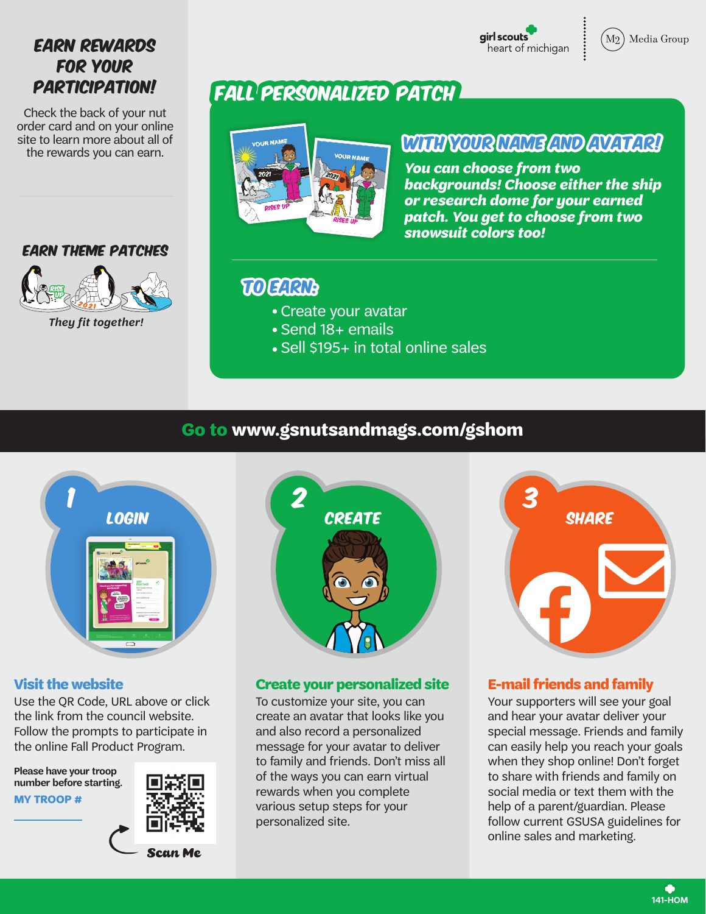girl scouts heart of michigan | M2 Media Group

## EARN REWARDS FOR YOUR PARTICIPATION!

Check the back of your nut order card and on your online site to learn more about all of the rewards you can earn.

### EARN THEME PATCHES

*They fit together!*

## FALL PERSONALIZED PATCH

### WITH YOUR NAME AND AVATAR!

***You can choose from two backgrounds! Choose either the ship or research dome for your earned patch. You get to choose from two snowsuit colors too!***

### TO EARN:

- Create your avatar
- Send 18+ emails
- Sell $195+ in total online sales

## Go to www.gsnutsandmags.com/gshom

### 1 LOGIN

#### Visit the website

Use the QR Code, URL above or click the link from the council website. Follow the prompts to participate in the online Fall Product Program.

**Please have your troop number before starting.**

**MY TROOP #** ____________

Scan Me

### 2 CREATE

#### Create your personalized site

To customize your site, you can create an avatar that looks like you and also record a personalized message for your avatar to deliver to family and friends. Don't miss all of the ways you can earn virtual rewards when you complete various setup steps for your personalized site.

### 3 SHARE

#### E-mail friends and family

Your supporters will see your goal and hear your avatar deliver your special message. Friends and family can easily help you reach your goals when they shop online! Don't forget to share with friends and family on social media or text them with the help of a parent/guardian. Please follow current GSUSA guidelines for online sales and marketing.

141-HOM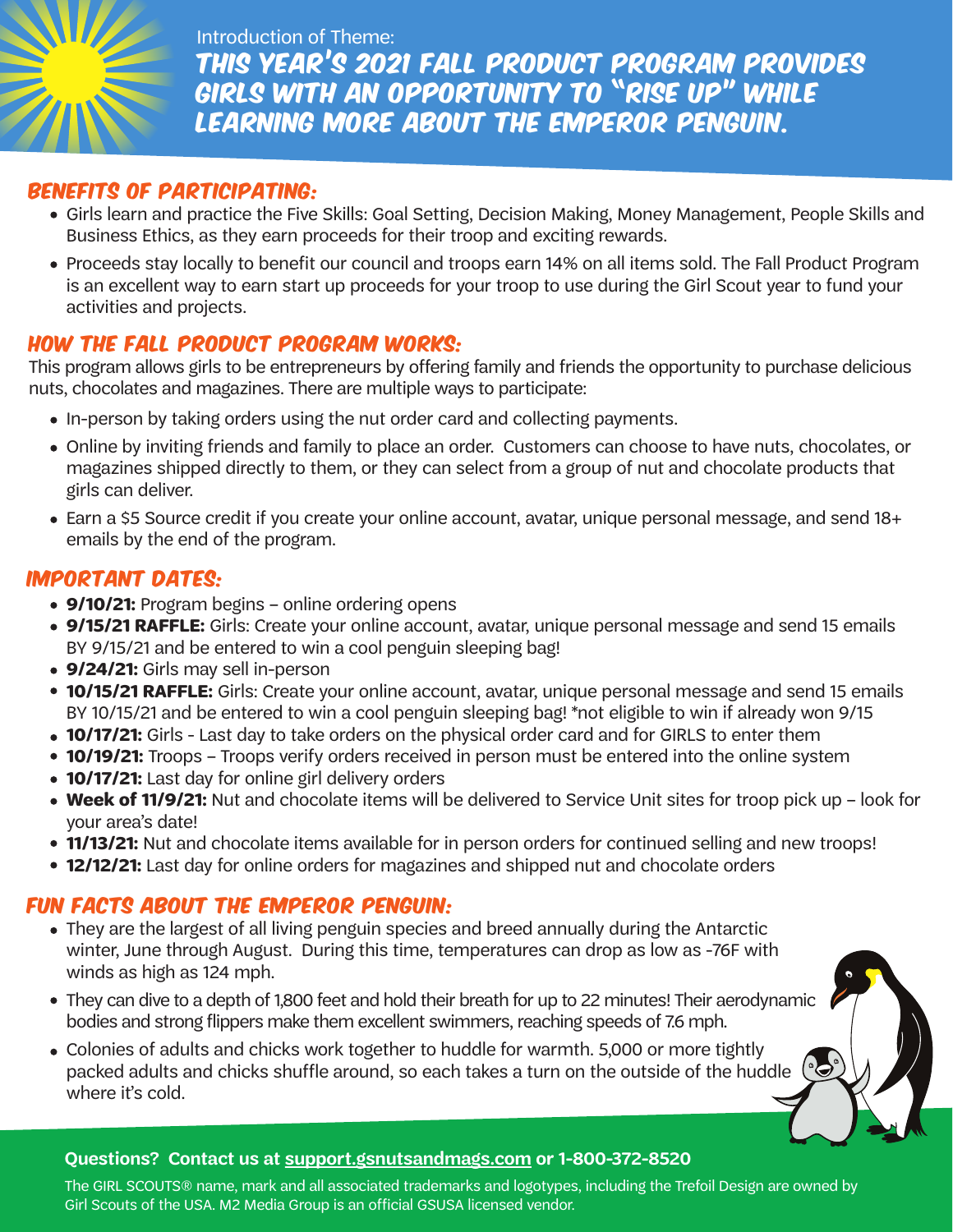Introduction of Theme:

# This year's 2021 Fall Product Program provides girls with an opportunity to "Rise Up" while learning more about the Emperor Penguin.

## Benefits of Participating:

- Girls learn and practice the Five Skills: Goal Setting, Decision Making, Money Management, People Skills and Business Ethics, as they earn proceeds for their troop and exciting rewards.
- Proceeds stay locally to benefit our council and troops earn 14% on all items sold. The Fall Product Program is an excellent way to earn start up proceeds for your troop to use during the Girl Scout year to fund your activities and projects.

## How the Fall Product Program Works:

This program allows girls to be entrepreneurs by offering family and friends the opportunity to purchase delicious nuts, chocolates and magazines. There are multiple ways to participate:

- In-person by taking orders using the nut order card and collecting payments.
- Online by inviting friends and family to place an order. Customers can choose to have nuts, chocolates, or magazines shipped directly to them, or they can select from a group of nut and chocolate products that girls can deliver.
- Earn a $5 Source credit if you create your online account, avatar, unique personal message, and send 18+ emails by the end of the program.

## Important Dates:

- **9/10/21:** Program begins – online ordering opens
- **9/15/21 RAFFLE:** Girls: Create your online account, avatar, unique personal message and send 15 emails BY 9/15/21 and be entered to win a cool penguin sleeping bag!
- **9/24/21:** Girls may sell in-person
- **10/15/21 RAFFLE:** Girls: Create your online account, avatar, unique personal message and send 15 emails BY 10/15/21 and be entered to win a cool penguin sleeping bag! *not eligible to win if already won 9/15
- **10/17/21:** Girls - Last day to take orders on the physical order card and for GIRLS to enter them
- **10/19/21:** Troops – Troops verify orders received in person must be entered into the online system
- **10/17/21:** Last day for online girl delivery orders
- **Week of 11/9/21:** Nut and chocolate items will be delivered to Service Unit sites for troop pick up – look for your area's date!
- **11/13/21:** Nut and chocolate items available for in person orders for continued selling and new troops!
- **12/12/21:** Last day for online orders for magazines and shipped nut and chocolate orders

## Fun Facts About the Emperor Penguin:

- They are the largest of all living penguin species and breed annually during the Antarctic winter, June through August. During this time, temperatures can drop as low as -76F with winds as high as 124 mph.
- They can dive to a depth of 1,800 feet and hold their breath for up to 22 minutes! Their aerodynamic bodies and strong flippers make them excellent swimmers, reaching speeds of 7.6 mph.
- Colonies of adults and chicks work together to huddle for warmth. 5,000 or more tightly packed adults and chicks shuffle around, so each takes a turn on the outside of the huddle where it's cold.

**Questions? Contact us at support.gsnutsandmags.com or 1-800-372-8520**

The GIRL SCOUTS® name, mark and all associated trademarks and logotypes, including the Trefoil Design are owned by Girl Scouts of the USA. M2 Media Group is an official GSUSA licensed vendor.